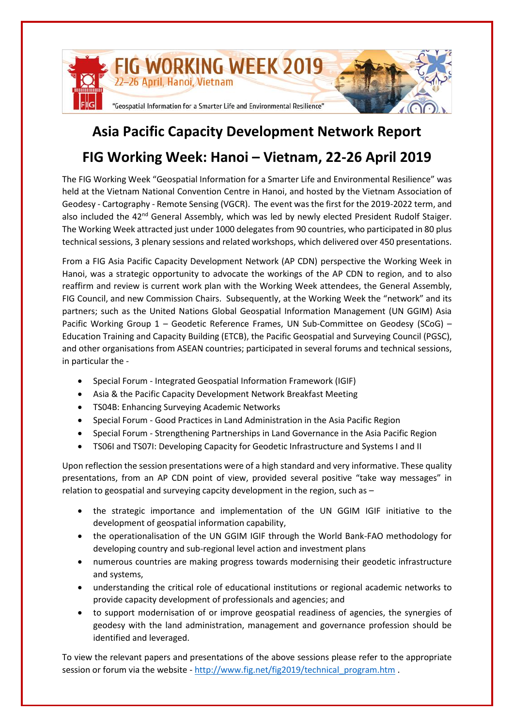FIG WORKING WEEK 2019
22–26 April, Hanoi, Vietnam

"Geospatial Information for a Smarter Life and Environmental Resilience"

# Asia Pacific Capacity Development Network Report

# FIG Working Week: Hanoi – Vietnam, 22-26 April 2019

The FIG Working Week "Geospatial Information for a Smarter Life and Environmental Resilience" was held at the Vietnam National Convention Centre in Hanoi, and hosted by the Vietnam Association of Geodesy - Cartography - Remote Sensing (VGCR). The event was the first for the 2019-2022 term, and also included the 42nd General Assembly, which was led by newly elected President Rudolf Staiger. The Working Week attracted just under 1000 delegates from 90 countries, who participated in 80 plus technical sessions, 3 plenary sessions and related workshops, which delivered over 450 presentations.

From a FIG Asia Pacific Capacity Development Network (AP CDN) perspective the Working Week in Hanoi, was a strategic opportunity to advocate the workings of the AP CDN to region, and to also reaffirm and review is current work plan with the Working Week attendees, the General Assembly, FIG Council, and new Commission Chairs. Subsequently, at the Working Week the "network" and its partners; such as the United Nations Global Geospatial Information Management (UN GGIM) Asia Pacific Working Group 1 – Geodetic Reference Frames, UN Sub-Committee on Geodesy (SCoG) – Education Training and Capacity Building (ETCB), the Pacific Geospatial and Surveying Council (PGSC), and other organisations from ASEAN countries; participated in several forums and technical sessions, in particular the -

- Special Forum - Integrated Geospatial Information Framework (IGIF)
- Asia & the Pacific Capacity Development Network Breakfast Meeting
- TS04B: Enhancing Surveying Academic Networks
- Special Forum - Good Practices in Land Administration in the Asia Pacific Region
- Special Forum - Strengthening Partnerships in Land Governance in the Asia Pacific Region
- TS06I and TS07I: Developing Capacity for Geodetic Infrastructure and Systems I and II

Upon reflection the session presentations were of a high standard and very informative. These quality presentations, from an AP CDN point of view, provided several positive "take way messages" in relation to geospatial and surveying capcity development in the region, such as –

- the strategic importance and implementation of the UN GGIM IGIF initiative to the development of geospatial information capability,
- the operationalisation of the UN GGIM IGIF through the World Bank-FAO methodology for developing country and sub-regional level action and investment plans
- numerous countries are making progress towards modernising their geodetic infrastructure and systems,
- understanding the critical role of educational institutions or regional academic networks to provide capacity development of professionals and agencies; and
- to support modernisation of or improve geospatial readiness of agencies, the synergies of geodesy with the land administration, management and governance profession should be identified and leveraged.

To view the relevant papers and presentations of the above sessions please refer to the appropriate session or forum via the website - http://www.fig.net/fig2019/technical_program.htm .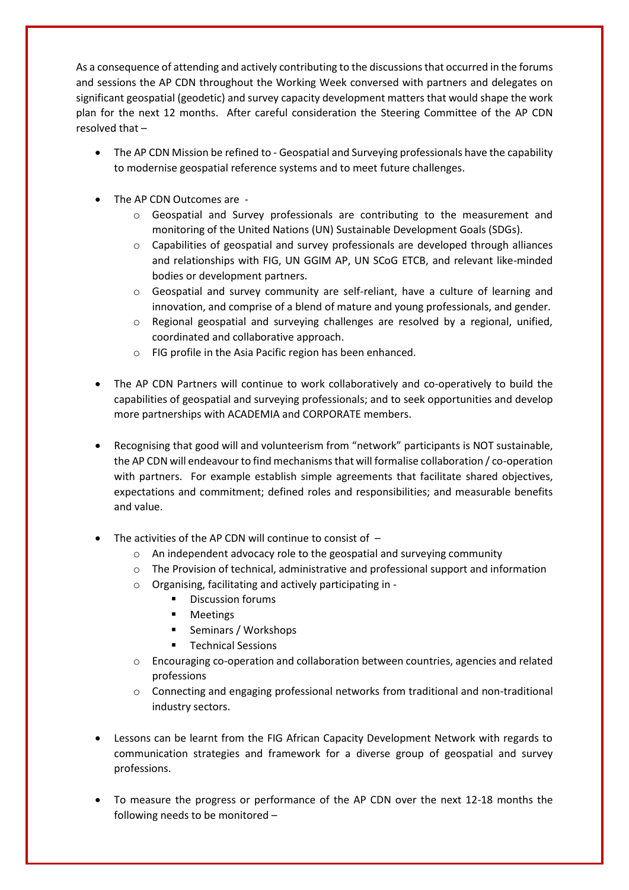As a consequence of attending and actively contributing to the discussions that occurred in the forums and sessions the AP CDN throughout the Working Week conversed with partners and delegates on significant geospatial (geodetic) and survey capacity development matters that would shape the work plan for the next 12 months. After careful consideration the Steering Committee of the AP CDN resolved that –

- The AP CDN Mission be refined to - Geospatial and Surveying professionals have the capability to modernise geospatial reference systems and to meet future challenges.

- The AP CDN Outcomes are -
  - Geospatial and Survey professionals are contributing to the measurement and monitoring of the United Nations (UN) Sustainable Development Goals (SDGs).
  - Capabilities of geospatial and survey professionals are developed through alliances and relationships with FIG, UN GGIM AP, UN SCoG ETCB, and relevant like-minded bodies or development partners.
  - Geospatial and survey community are self-reliant, have a culture of learning and innovation, and comprise of a blend of mature and young professionals, and gender.
  - Regional geospatial and surveying challenges are resolved by a regional, unified, coordinated and collaborative approach.
  - FIG profile in the Asia Pacific region has been enhanced.

- The AP CDN Partners will continue to work collaboratively and co-operatively to build the capabilities of geospatial and surveying professionals; and to seek opportunities and develop more partnerships with ACADEMIA and CORPORATE members.

- Recognising that good will and volunteerism from "network" participants is NOT sustainable, the AP CDN will endeavour to find mechanisms that will formalise collaboration / co-operation with partners. For example establish simple agreements that facilitate shared objectives, expectations and commitment; defined roles and responsibilities; and measurable benefits and value.

- The activities of the AP CDN will continue to consist of –
  - An independent advocacy role to the geospatial and surveying community
  - The Provision of technical, administrative and professional support and information
  - Organising, facilitating and actively participating in -
    - Discussion forums
    - Meetings
    - Seminars / Workshops
    - Technical Sessions
  - Encouraging co-operation and collaboration between countries, agencies and related professions
  - Connecting and engaging professional networks from traditional and non-traditional industry sectors.

- Lessons can be learnt from the FIG African Capacity Development Network with regards to communication strategies and framework for a diverse group of geospatial and survey professions.

- To measure the progress or performance of the AP CDN over the next 12-18 months the following needs to be monitored –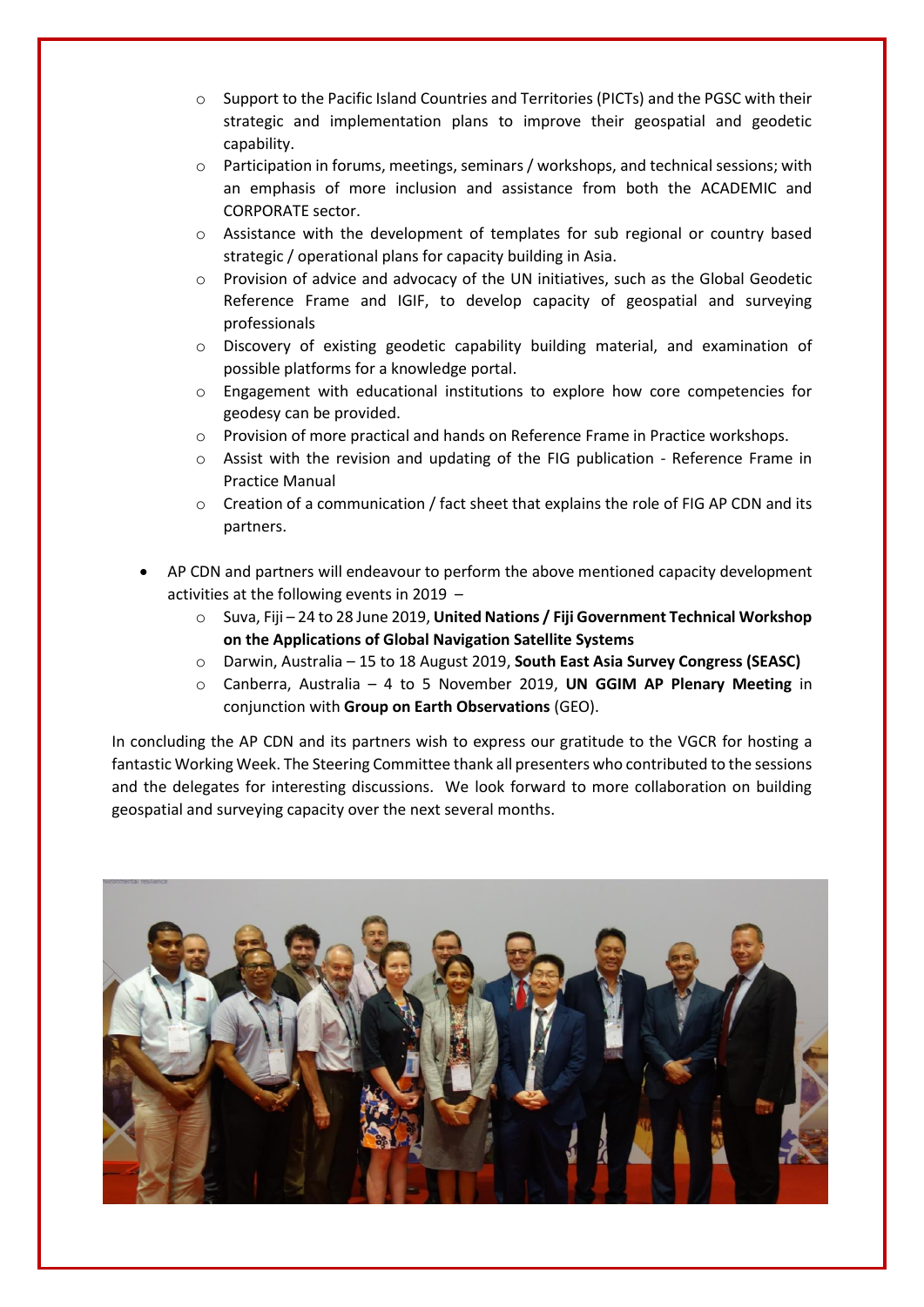- Support to the Pacific Island Countries and Territories (PICTs) and the PGSC with their strategic and implementation plans to improve their geospatial and geodetic capability.
  - Participation in forums, meetings, seminars / workshops, and technical sessions; with an emphasis of more inclusion and assistance from both the ACADEMIC and CORPORATE sector.
  - Assistance with the development of templates for sub regional or country based strategic / operational plans for capacity building in Asia.
  - Provision of advice and advocacy of the UN initiatives, such as the Global Geodetic Reference Frame and IGIF, to develop capacity of geospatial and surveying professionals
  - Discovery of existing geodetic capability building material, and examination of possible platforms for a knowledge portal.
  - Engagement with educational institutions to explore how core competencies for geodesy can be provided.
  - Provision of more practical and hands on Reference Frame in Practice workshops.
  - Assist with the revision and updating of the FIG publication - Reference Frame in Practice Manual
  - Creation of a communication / fact sheet that explains the role of FIG AP CDN and its partners.

- AP CDN and partners will endeavour to perform the above mentioned capacity development activities at the following events in 2019 –
  - Suva, Fiji – 24 to 28 June 2019, **United Nations / Fiji Government Technical Workshop on the Applications of Global Navigation Satellite Systems**
  - Darwin, Australia – 15 to 18 August 2019, **South East Asia Survey Congress (SEASC)**
  - Canberra, Australia – 4 to 5 November 2019, **UN GGIM AP Plenary Meeting** in conjunction with **Group on Earth Observations** (GEO).

In concluding the AP CDN and its partners wish to express our gratitude to the VGCR for hosting a fantastic Working Week. The Steering Committee thank all presenters who contributed to the sessions and the delegates for interesting discussions. We look forward to more collaboration on building geospatial and surveying capacity over the next several months.